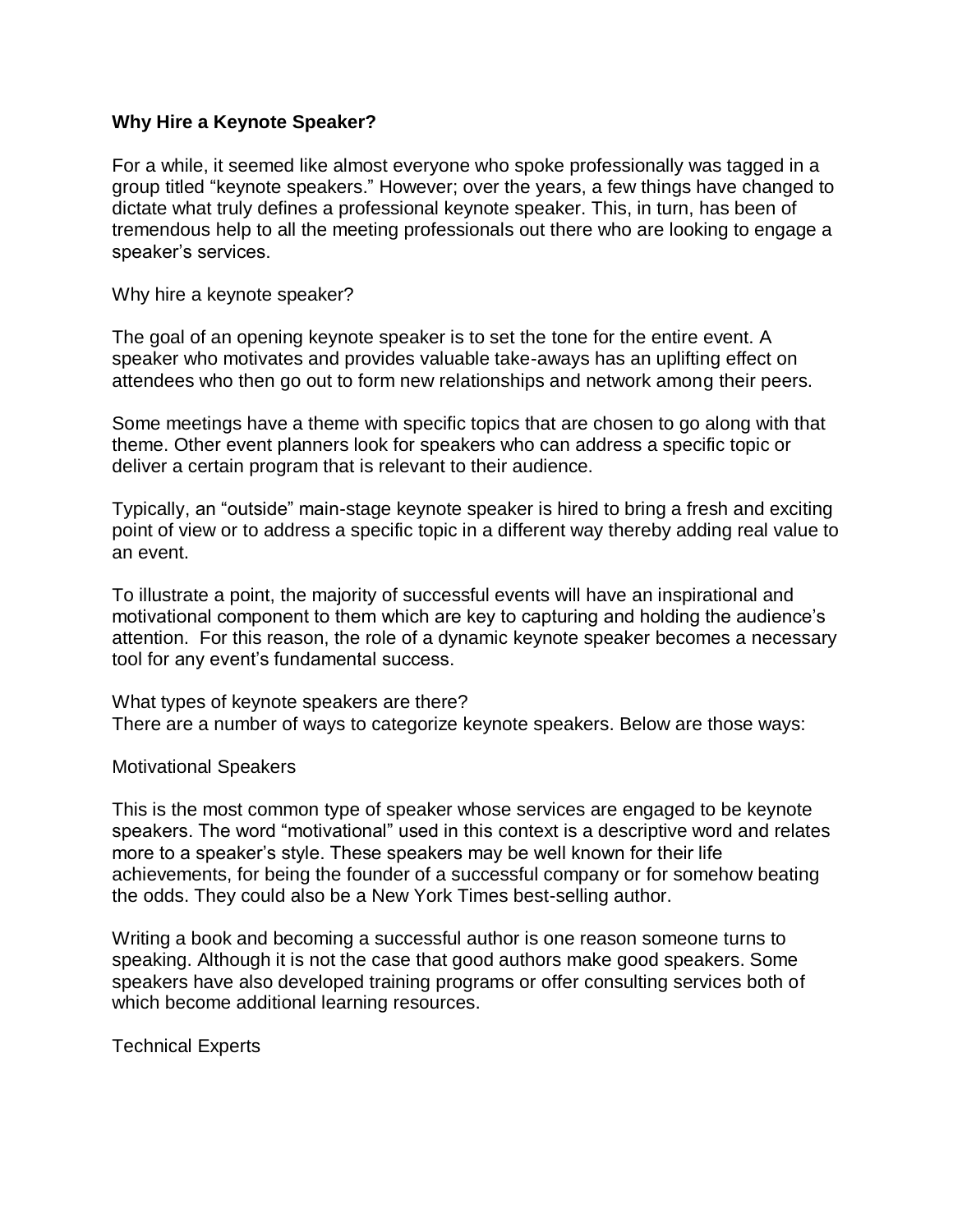**Why Hire a Keynote Speaker?**

For a while, it seemed like almost everyone who spoke professionally was tagged in a group titled "keynote speakers." However; over the years, a few things have changed to dictate what truly defines a professional keynote speaker. This, in turn, has been of tremendous help to all the meeting professionals out there who are looking to engage a speaker's services.

Why hire a keynote speaker?

The goal of an opening keynote speaker is to set the tone for the entire event. A speaker who motivates and provides valuable take-aways has an uplifting effect on attendees who then go out to form new relationships and network among their peers.

Some meetings have a theme with specific topics that are chosen to go along with that theme. Other event planners look for speakers who can address a specific topic or deliver a certain program that is relevant to their audience.

Typically, an "outside" main-stage keynote speaker is hired to bring a fresh and exciting point of view or to address a specific topic in a different way thereby adding real value to an event.

To illustrate a point, the majority of successful events will have an inspirational and motivational component to them which are key to capturing and holding the audience's attention. For this reason, the role of a dynamic keynote speaker becomes a necessary tool for any event's fundamental success.

What types of keynote speakers are there?
There are a number of ways to categorize keynote speakers. Below are those ways:

Motivational Speakers

This is the most common type of speaker whose services are engaged to be keynote speakers. The word "motivational" used in this context is a descriptive word and relates more to a speaker's style. These speakers may be well known for their life achievements, for being the founder of a successful company or for somehow beating the odds. They could also be a New York Times best-selling author.

Writing a book and becoming a successful author is one reason someone turns to speaking. Although it is not the case that good authors make good speakers. Some speakers have also developed training programs or offer consulting services both of which become additional learning resources.

Technical Experts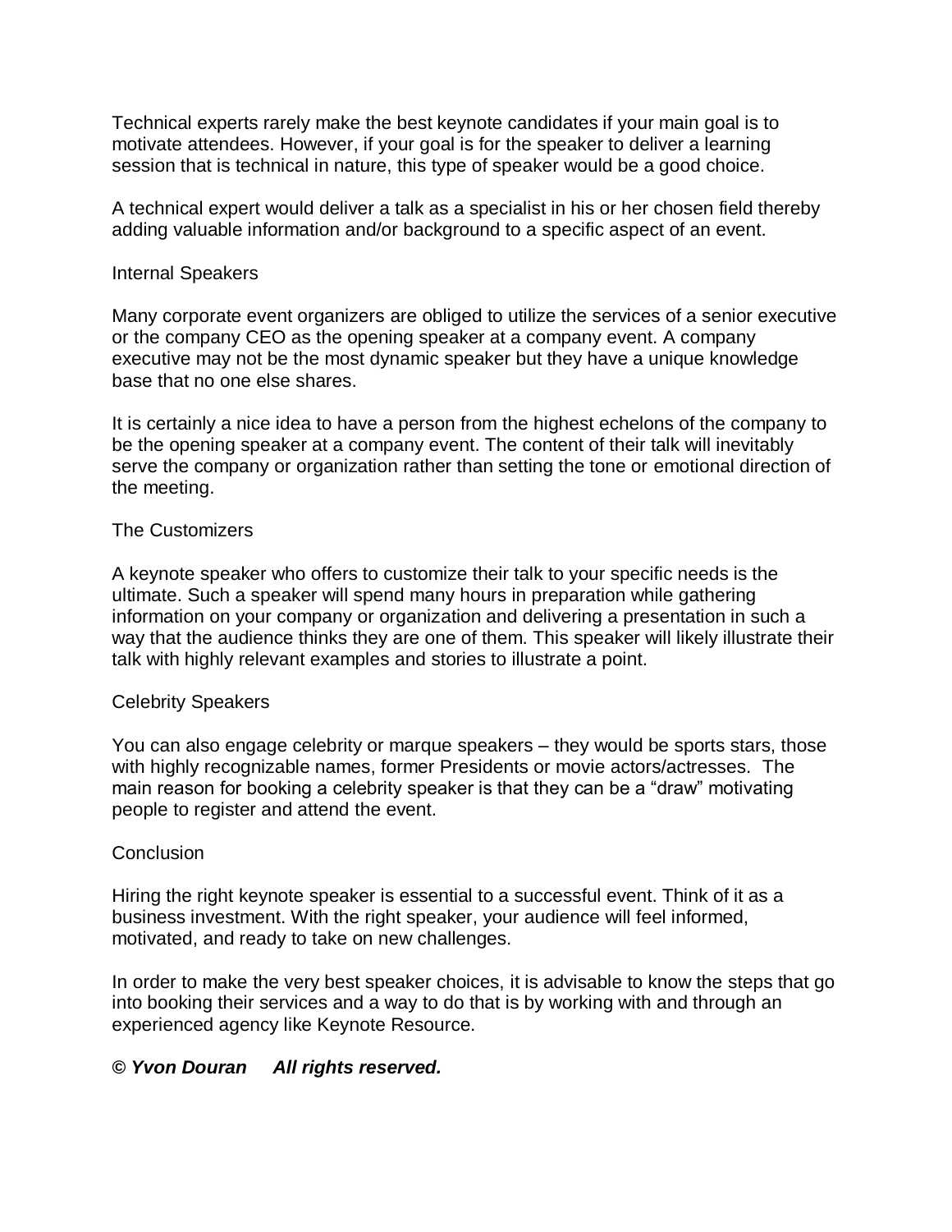Technical experts rarely make the best keynote candidates if your main goal is to motivate attendees. However, if your goal is for the speaker to deliver a learning session that is technical in nature, this type of speaker would be a good choice.

A technical expert would deliver a talk as a specialist in his or her chosen field thereby adding valuable information and/or background to a specific aspect of an event.

## Internal Speakers

Many corporate event organizers are obliged to utilize the services of a senior executive or the company CEO as the opening speaker at a company event. A company executive may not be the most dynamic speaker but they have a unique knowledge base that no one else shares.

It is certainly a nice idea to have a person from the highest echelons of the company to be the opening speaker at a company event. The content of their talk will inevitably serve the company or organization rather than setting the tone or emotional direction of the meeting.

## The Customizers

A keynote speaker who offers to customize their talk to your specific needs is the ultimate. Such a speaker will spend many hours in preparation while gathering information on your company or organization and delivering a presentation in such a way that the audience thinks they are one of them. This speaker will likely illustrate their talk with highly relevant examples and stories to illustrate a point.

## Celebrity Speakers

You can also engage celebrity or marque speakers – they would be sports stars, those with highly recognizable names, former Presidents or movie actors/actresses. The main reason for booking a celebrity speaker is that they can be a "draw" motivating people to register and attend the event.

## Conclusion

Hiring the right keynote speaker is essential to a successful event. Think of it as a business investment. With the right speaker, your audience will feel informed, motivated, and ready to take on new challenges.

In order to make the very best speaker choices, it is advisable to know the steps that go into booking their services and a way to do that is by working with and through an experienced agency like Keynote Resource.

***© Yvon Douran All rights reserved.***